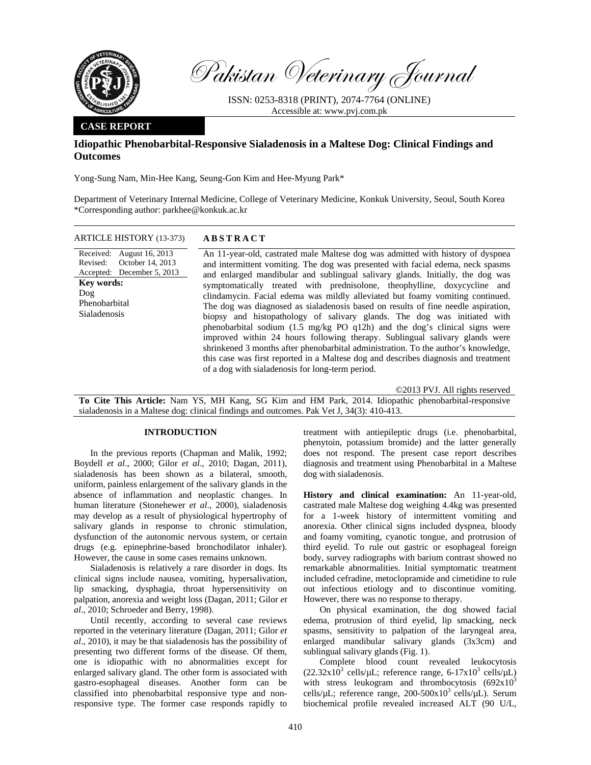Pakistan Veterinary Journal

ISSN: 0253-8318 (PRINT), 2074-7764 (ONLINE)
Accessible at: www.pvj.com.pk

**CASE REPORT**

# Idiopathic Phenobarbital-Responsive Sialadenosis in a Maltese Dog: Clinical Findings and Outcomes

Yong-Sung Nam, Min-Hee Kang, Seung-Gon Kim and Hee-Myung Park*

Department of Veterinary Internal Medicine, College of Veterinary Medicine, Konkuk University, Seoul, South Korea
*Corresponding author: parkhee@konkuk.ac.kr

**ARTICLE HISTORY** (13-373)

Received: August 16, 2013
Revised: October 14, 2013
Accepted: December 5, 2013

**Key words:**
Dog
Phenobarbital
Sialadenosis

## ABSTRACT

An 11-year-old, castrated male Maltese dog was admitted with history of dyspnea and intermittent vomiting. The dog was presented with facial edema, neck spasms and enlarged mandibular and sublingual salivary glands. Initially, the dog was symptomatically treated with prednisolone, theophylline, doxycycline and clindamycin. Facial edema was mildly alleviated but foamy vomiting continued. The dog was diagnosed as sialadenosis based on results of fine needle aspiration, biopsy and histopathology of salivary glands. The dog was initiated with phenobarbital sodium (1.5 mg/kg PO q12h) and the dog's clinical signs were improved within 24 hours following therapy. Sublingual salivary glands were shrinkened 3 months after phenobarbital administration. To the author's knowledge, this case was first reported in a Maltese dog and describes diagnosis and treatment of a dog with sialadenosis for long-term period.

©2013 PVJ. All rights reserved

**To Cite This Article:** Nam YS, MH Kang, SG Kim and HM Park, 2014. Idiopathic phenobarbital-responsive sialadenosis in a Maltese dog: clinical findings and outcomes. Pak Vet J, 34(3): 410-413.

## INTRODUCTION

In the previous reports (Chapman and Malik, 1992; Boydell *et al*., 2000; Gilor *et al*., 2010; Dagan, 2011), sialadenosis has been shown as a bilateral, smooth, uniform, painless enlargement of the salivary glands in the absence of inflammation and neoplastic changes. In human literature (Stonehewer *et al*., 2000), sialadenosis may develop as a result of physiological hypertrophy of salivary glands in response to chronic stimulation, dysfunction of the autonomic nervous system, or certain drugs (e.g. epinephrine-based bronchodilator inhaler). However, the cause in some cases remains unknown.

Sialadenosis is relatively a rare disorder in dogs. Its clinical signs include nausea, vomiting, hypersalivation, lip smacking, dysphagia, throat hypersensitivity on palpation, anorexia and weight loss (Dagan, 2011; Gilor *et al*., 2010; Schroeder and Berry, 1998).

Until recently, according to several case reviews reported in the veterinary literature (Dagan, 2011; Gilor *et al*., 2010), it may be that sialadenosis has the possibility of presenting two different forms of the disease. Of them, one is idiopathic with no abnormalities except for enlarged salivary gland. The other form is associated with gastro-esophageal diseases. Another form can be classified into phenobarbital responsive type and non-responsive type. The former case responds rapidly to treatment with antiepileptic drugs (i.e. phenobarbital, phenytoin, potassium bromide) and the latter generally does not respond. The present case report describes diagnosis and treatment using Phenobarbital in a Maltese dog with sialadenosis.

**History and clinical examination:** An 11-year-old, castrated male Maltese dog weighing 4.4kg was presented for a 1-week history of intermittent vomiting and anorexia. Other clinical signs included dyspnea, bloody and foamy vomiting, cyanotic tongue, and protrusion of third eyelid. To rule out gastric or esophageal foreign body, survey radiographs with barium contrast showed no remarkable abnormalities. Initial symptomatic treatment included cefradine, metoclopramide and cimetidine to rule out infectious etiology and to discontinue vomiting. However, there was no response to therapy.

On physical examination, the dog showed facial edema, protrusion of third eyelid, lip smacking, neck spasms, sensitivity to palpation of the laryngeal area, enlarged mandibular salivary glands (3x3cm) and sublingual salivary glands (Fig. 1).

Complete blood count revealed leukocytosis ($22.32 \times 10^3$ cells/μL; reference range, $6\text{-}17 \times 10^3$ cells/μL) with stress leukogram and thrombocytosis ($692 \times 10^3$ cells/μL; reference range, $200\text{-}500 \times 10^3$ cells/μL). Serum biochemical profile revealed increased ALT (90 U/L,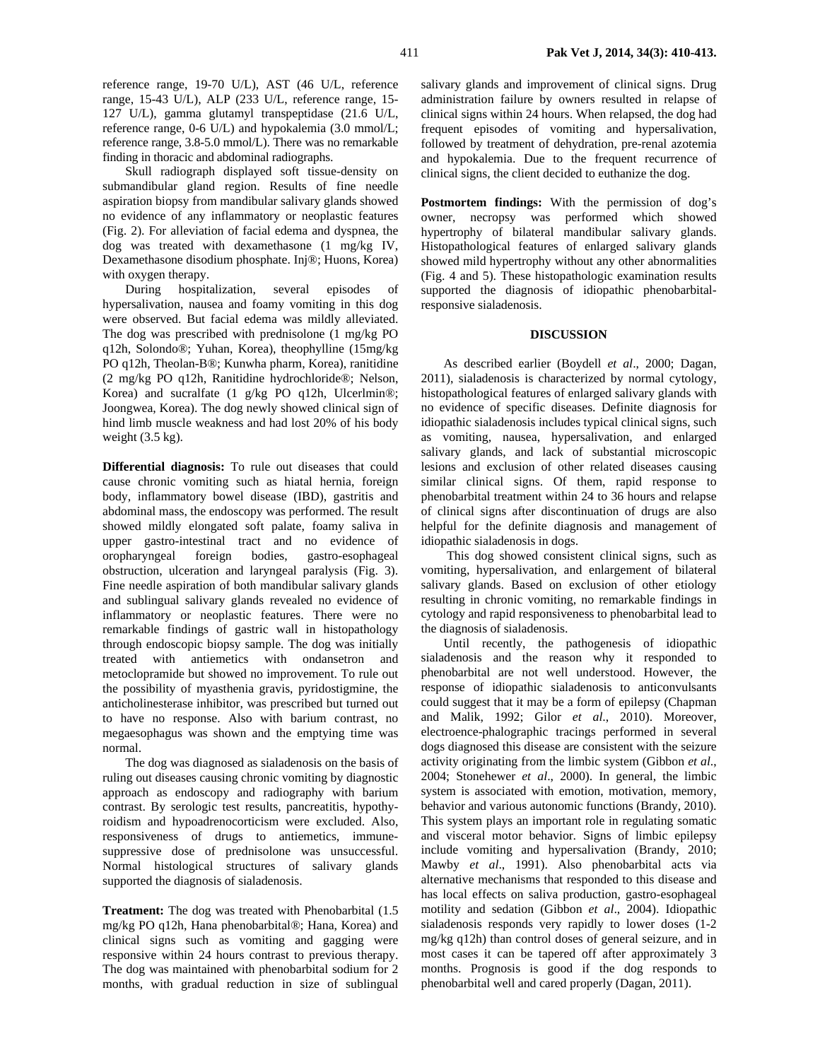reference range, 19-70 U/L), AST (46 U/L, reference range, 15-43 U/L), ALP (233 U/L, reference range, 15-127 U/L), gamma glutamyl transpeptidase (21.6 U/L, reference range, 0-6 U/L) and hypokalemia (3.0 mmol/L; reference range, 3.8-5.0 mmol/L). There was no remarkable finding in thoracic and abdominal radiographs.

Skull radiograph displayed soft tissue-density on submandibular gland region. Results of fine needle aspiration biopsy from mandibular salivary glands showed no evidence of any inflammatory or neoplastic features (Fig. 2). For alleviation of facial edema and dyspnea, the dog was treated with dexamethasone (1 mg/kg IV, Dexamethasone disodium phosphate. Inj®; Huons, Korea) with oxygen therapy.

During hospitalization, several episodes of hypersalivation, nausea and foamy vomiting in this dog were observed. But facial edema was mildly alleviated. The dog was prescribed with prednisolone (1 mg/kg PO q12h, Solondo®; Yuhan, Korea), theophylline (15mg/kg PO q12h, Theolan-B®; Kunwha pharm, Korea), ranitidine (2 mg/kg PO q12h, Ranitidine hydrochloride®; Nelson, Korea) and sucralfate (1 g/kg PO q12h, Ulcerlmin®; Joongwea, Korea). The dog newly showed clinical sign of hind limb muscle weakness and had lost 20% of his body weight (3.5 kg).

**Differential diagnosis:** To rule out diseases that could cause chronic vomiting such as hiatal hernia, foreign body, inflammatory bowel disease (IBD), gastritis and abdominal mass, the endoscopy was performed. The result showed mildly elongated soft palate, foamy saliva in upper gastro-intestinal tract and no evidence of oropharyngeal foreign bodies, gastro-esophageal obstruction, ulceration and laryngeal paralysis (Fig. 3). Fine needle aspiration of both mandibular salivary glands and sublingual salivary glands revealed no evidence of inflammatory or neoplastic features. There were no remarkable findings of gastric wall in histopathology through endoscopic biopsy sample. The dog was initially treated with antiemetics with ondansetron and metoclopramide but showed no improvement. To rule out the possibility of myasthenia gravis, pyridostigmine, the anticholinesterase inhibitor, was prescribed but turned out to have no response. Also with barium contrast, no megaesophagus was shown and the emptying time was normal.

The dog was diagnosed as sialadenosis on the basis of ruling out diseases causing chronic vomiting by diagnostic approach as endoscopy and radiography with barium contrast. By serologic test results, pancreatitis, hypothyroidism and hypoadrenocorticism were excluded. Also, responsiveness of drugs to antiemetics, immune-suppressive dose of prednisolone was unsuccessful. Normal histological structures of salivary glands supported the diagnosis of sialadenosis.

**Treatment:** The dog was treated with Phenobarbital (1.5 mg/kg PO q12h, Hana phenobarbital®; Hana, Korea) and clinical signs such as vomiting and gagging were responsive within 24 hours contrast to previous therapy. The dog was maintained with phenobarbital sodium for 2 months, with gradual reduction in size of sublingual salivary glands and improvement of clinical signs. Drug administration failure by owners resulted in relapse of clinical signs within 24 hours. When relapsed, the dog had frequent episodes of vomiting and hypersalivation, followed by treatment of dehydration, pre-renal azotemia and hypokalemia. Due to the frequent recurrence of clinical signs, the client decided to euthanize the dog.

**Postmortem findings:** With the permission of dog's owner, necropsy was performed which showed hypertrophy of bilateral mandibular salivary glands. Histopathological features of enlarged salivary glands showed mild hypertrophy without any other abnormalities (Fig. 4 and 5). These histopathologic examination results supported the diagnosis of idiopathic phenobarbital-responsive sialadenosis.

## DISCUSSION

As described earlier (Boydell *et al*., 2000; Dagan, 2011), sialadenosis is characterized by normal cytology, histopathological features of enlarged salivary glands with no evidence of specific diseases. Definite diagnosis for idiopathic sialadenosis includes typical clinical signs, such as vomiting, nausea, hypersalivation, and enlarged salivary glands, and lack of substantial microscopic lesions and exclusion of other related diseases causing similar clinical signs. Of them, rapid response to phenobarbital treatment within 24 to 36 hours and relapse of clinical signs after discontinuation of drugs are also helpful for the definite diagnosis and management of idiopathic sialadenosis in dogs.

This dog showed consistent clinical signs, such as vomiting, hypersalivation, and enlargement of bilateral salivary glands. Based on exclusion of other etiology resulting in chronic vomiting, no remarkable findings in cytology and rapid responsiveness to phenobarbital lead to the diagnosis of sialadenosis.

Until recently, the pathogenesis of idiopathic sialadenosis and the reason why it responded to phenobarbital are not well understood. However, the response of idiopathic sialadenosis to anticonvulsants could suggest that it may be a form of epilepsy (Chapman and Malik, 1992; Gilor *et al*., 2010). Moreover, electroence-phalographic tracings performed in several dogs diagnosed this disease are consistent with the seizure activity originating from the limbic system (Gibbon *et al*., 2004; Stonehewer *et al*., 2000). In general, the limbic system is associated with emotion, motivation, memory, behavior and various autonomic functions (Brandy, 2010). This system plays an important role in regulating somatic and visceral motor behavior. Signs of limbic epilepsy include vomiting and hypersalivation (Brandy, 2010; Mawby *et al*., 1991). Also phenobarbital acts via alternative mechanisms that responded to this disease and has local effects on saliva production, gastro-esophageal motility and sedation (Gibbon *et al*., 2004). Idiopathic sialadenosis responds very rapidly to lower doses (1-2 mg/kg q12h) than control doses of general seizure, and in most cases it can be tapered off after approximately 3 months. Prognosis is good if the dog responds to phenobarbital well and cared properly (Dagan, 2011).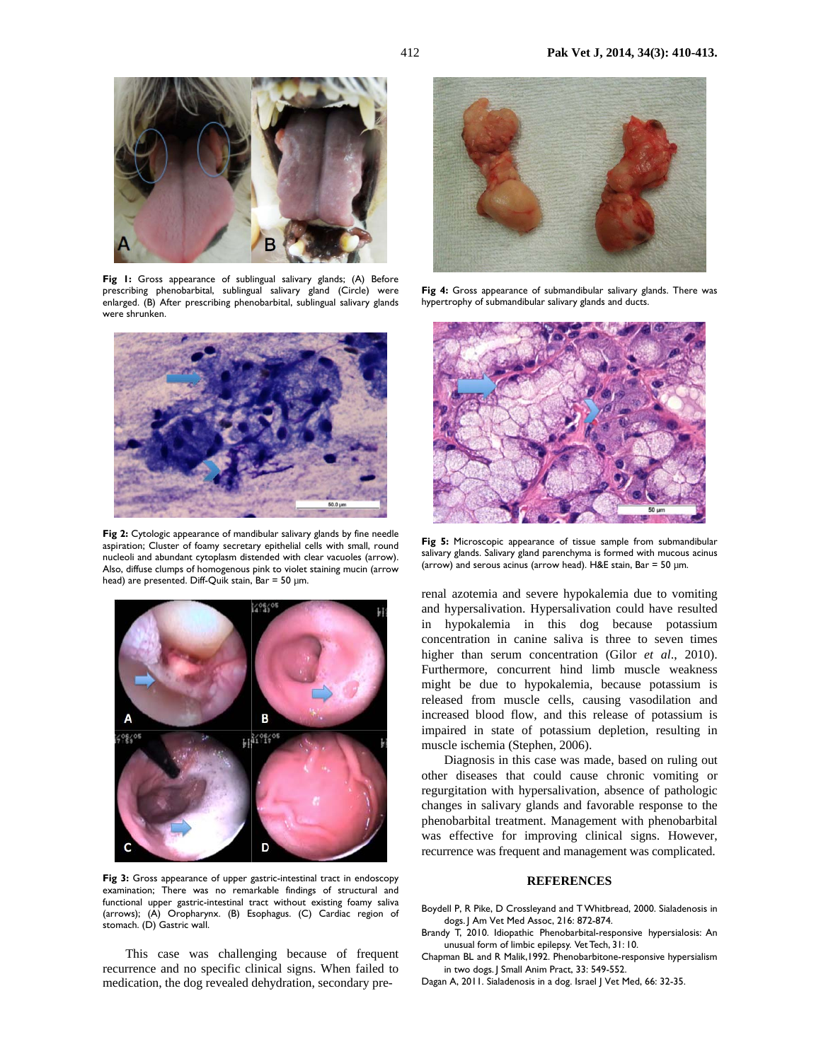**Fig 1:** Gross appearance of sublingual salivary glands; (A) Before prescribing phenobarbital, sublingual salivary gland (Circle) were enlarged. (B) After prescribing phenobarbital, sublingual salivary glands were shrunken.

**Fig 2:** Cytologic appearance of mandibular salivary glands by fine needle aspiration; Cluster of foamy secretary epithelial cells with small, round nucleoli and abundant cytoplasm distended with clear vacuoles (arrow). Also, diffuse clumps of homogenous pink to violet staining mucin (arrow head) are presented. Diff-Quik stain, Bar = 50 µm.

**Fig 3:** Gross appearance of upper gastric-intestinal tract in endoscopy examination; There was no remarkable findings of structural and functional upper gastric-intestinal tract without existing foamy saliva (arrows); (A) Oropharynx. (B) Esophagus. (C) Cardiac region of stomach. (D) Gastric wall.

This case was challenging because of frequent recurrence and no specific clinical signs. When failed to medication, the dog revealed dehydration, secondary pre-renal azotemia and severe hypokalemia due to vomiting and hypersalivation. Hypersalivation could have resulted in hypokalemia in this dog because potassium concentration in canine saliva is three to seven times higher than serum concentration (Gilor *et al*., 2010). Furthermore, concurrent hind limb muscle weakness might be due to hypokalemia, because potassium is released from muscle cells, causing vasodilation and increased blood flow, and this release of potassium is impaired in state of potassium depletion, resulting in muscle ischemia (Stephen, 2006).

Diagnosis in this case was made, based on ruling out other diseases that could cause chronic vomiting or regurgitation with hypersalivation, absence of pathologic changes in salivary glands and favorable response to the phenobarbital treatment. Management with phenobarbital was effective for improving clinical signs. However, recurrence was frequent and management was complicated.

**Fig 4:** Gross appearance of submandibular salivary glands. There was hypertrophy of submandibular salivary glands and ducts.

**Fig 5:** Microscopic appearance of tissue sample from submandibular salivary glands. Salivary gland parenchyma is formed with mucous acinus (arrow) and serous acinus (arrow head). H&E stain, Bar = 50 µm.

## REFERENCES

Boydell P, R Pike, D Crossleyand and T Whitbread, 2000. Sialadenosis in dogs. J Am Vet Med Assoc, 216: 872-874.

Brandy T, 2010. Idiopathic Phenobarbital-responsive hypersialosis: An unusual form of limbic epilepsy. Vet Tech, 31: 10.

Chapman BL and R Malik,1992. Phenobarbitone-responsive hypersialism in two dogs. J Small Anim Pract, 33: 549-552.

Dagan A, 2011. Sialadenosis in a dog. Israel J Vet Med, 66: 32-35.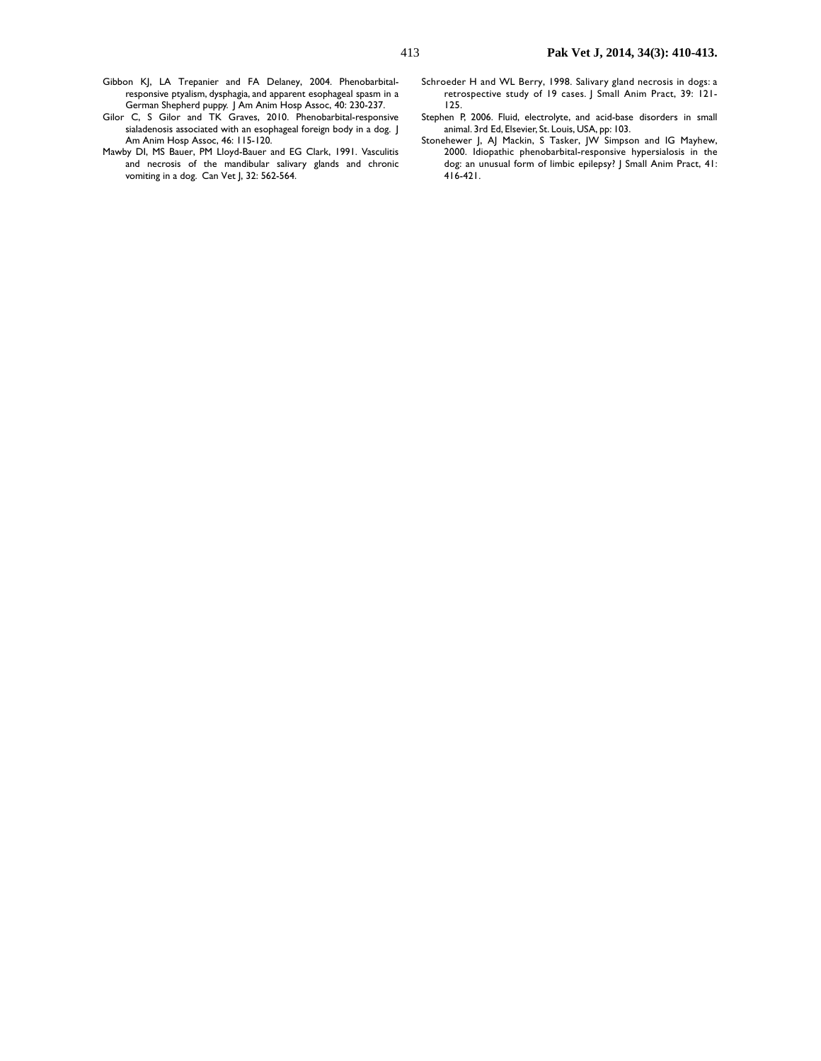Gibbon KJ, LA Trepanier and FA Delaney, 2004. Phenobarbital-responsive ptyalism, dysphagia, and apparent esophageal spasm in a German Shepherd puppy. J Am Anim Hosp Assoc, 40: 230-237.

Gilor C, S Gilor and TK Graves, 2010. Phenobarbital-responsive sialadenosis associated with an esophageal foreign body in a dog. J Am Anim Hosp Assoc, 46: 115-120.

Mawby DI, MS Bauer, PM Lloyd-Bauer and EG Clark, 1991. Vasculitis and necrosis of the mandibular salivary glands and chronic vomiting in a dog. Can Vet J, 32: 562-564.

Schroeder H and WL Berry, 1998. Salivary gland necrosis in dogs: a retrospective study of 19 cases. J Small Anim Pract, 39: 121-125.

Stephen P, 2006. Fluid, electrolyte, and acid-base disorders in small animal. 3rd Ed, Elsevier, St. Louis, USA, pp: 103.

Stonehewer J, AJ Mackin, S Tasker, JW Simpson and IG Mayhew, 2000. Idiopathic phenobarbital-responsive hypersialosis in the dog: an unusual form of limbic epilepsy? J Small Anim Pract, 41: 416-421.